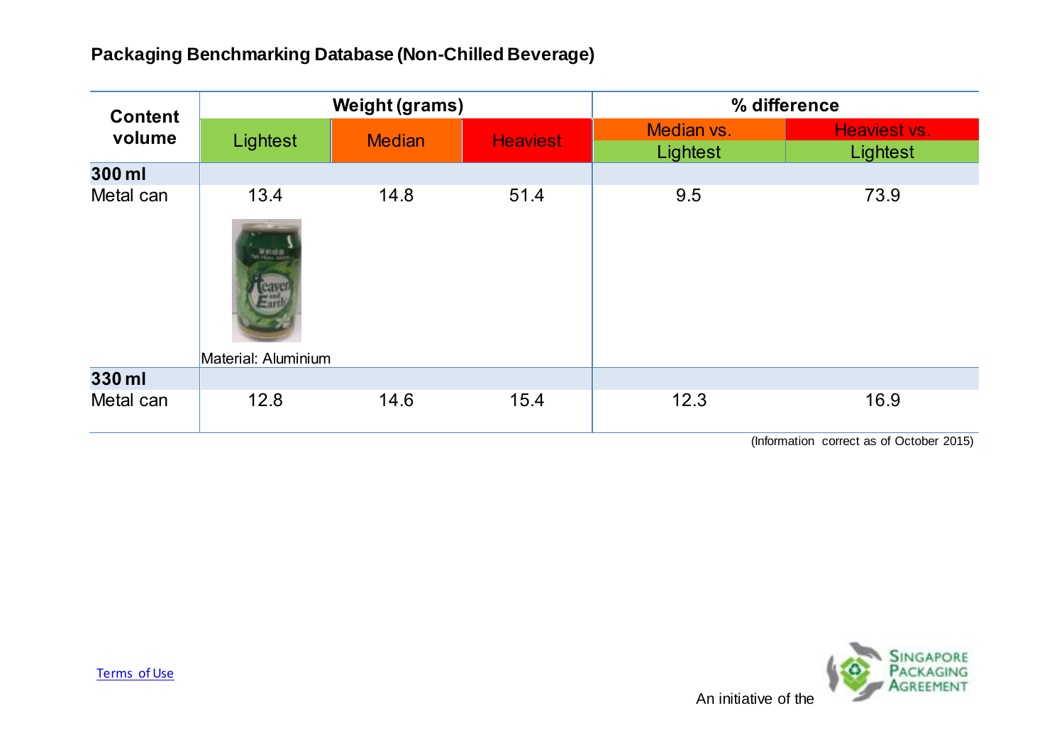# Packaging Benchmarking Database (Non-Chilled Beverage)

| Content volume | Weight (grams) | | | % difference | |
|---|---|---|---|---|---|
| | Lightest | Median | Heaviest | Median vs. Lightest | Heaviest vs. Lightest |
| **300 ml** | | | | | |
| Metal can | 13.4 | 14.8 | 51.4 | 9.5 | 73.9 |
| | Material: Aluminium | | | | |
| **330 ml** | | | | | |
| Metal can | 12.8 | 14.6 | 15.4 | 12.3 | 16.9 |

(Information correct as of October 2015)

Terms of Use

An initiative of the Singapore Packaging Agreement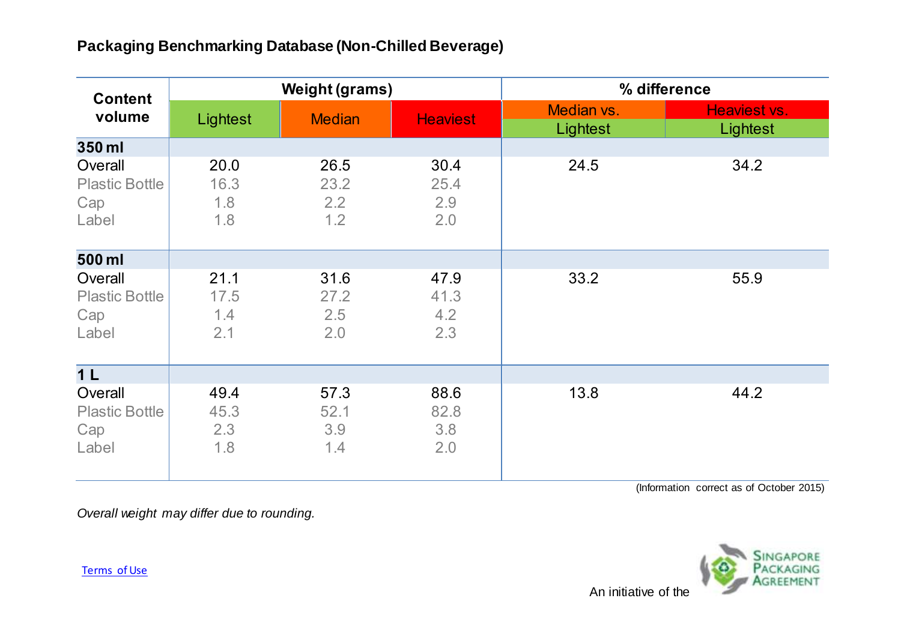## Packaging Benchmarking Database (Non-Chilled Beverage)

| Content volume | Weight (grams) | | | % difference | |
|---|---|---|---|---|---|
| | Lightest | Median | Heaviest | Median vs. Lightest | Heaviest vs. Lightest |
| **350 ml** | | | | | |
| Overall | 20.0 | 26.5 | 30.4 | 24.5 | 34.2 |
| Plastic Bottle | 16.3 | 23.2 | 25.4 | | |
| Cap | 1.8 | 2.2 | 2.9 | | |
| Label | 1.8 | 1.2 | 2.0 | | |
| **500 ml** | | | | | |
| Overall | 21.1 | 31.6 | 47.9 | 33.2 | 55.9 |
| Plastic Bottle | 17.5 | 27.2 | 41.3 | | |
| Cap | 1.4 | 2.5 | 4.2 | | |
| Label | 2.1 | 2.0 | 2.3 | | |
| **1 L** | | | | | |
| Overall | 49.4 | 57.3 | 88.6 | 13.8 | 44.2 |
| Plastic Bottle | 45.3 | 52.1 | 82.8 | | |
| Cap | 2.3 | 3.9 | 3.8 | | |
| Label | 1.8 | 1.4 | 2.0 | | |

(Information correct as of October 2015)

*Overall weight may differ due to rounding.*

Terms of Use

An initiative of the Singapore Packaging Agreement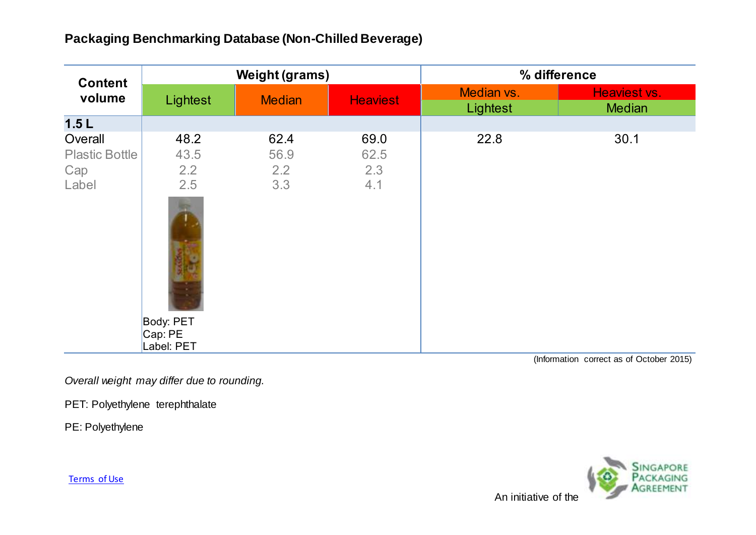## Packaging Benchmarking Database (Non-Chilled Beverage)

| Content volume | Weight (grams) | | | % difference | |
|---|---|---|---|---|---|
| | Lightest | Median | Heaviest | Median vs. Lightest | Heaviest vs. Median |
| **1.5 L** | | | | | |
| Overall | 48.2 | 62.4 | 69.0 | 22.8 | 30.1 |
| Plastic Bottle | 43.5 | 56.9 | 62.5 | | |
| Cap | 2.2 | 2.2 | 2.3 | | |
| Label | 2.5 | 3.3 | 4.1 | | |
| | Body: PET<br>Cap: PE<br>Label: PET | | | | |

(Information correct as of October 2015)

*Overall weight may differ due to rounding.*

PET: Polyethylene terephthalate

PE: Polyethylene

Terms of Use

An initiative of the Singapore Packaging Agreement